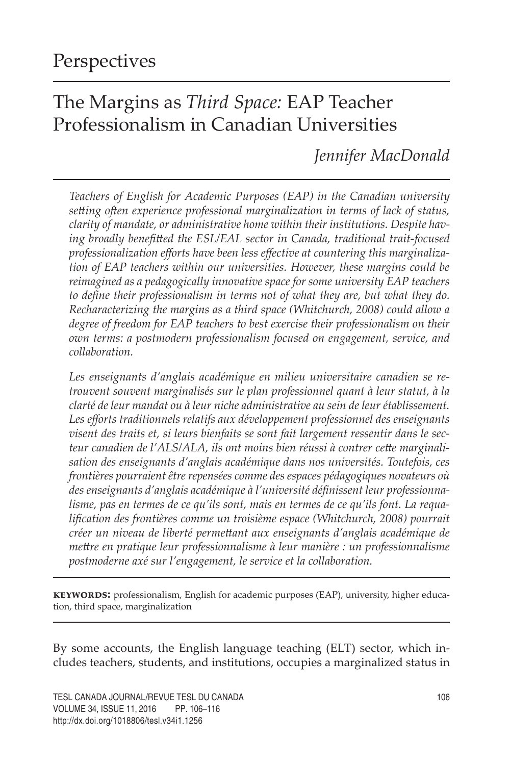Perspectives

# The Margins as *Third Space:* EAP Teacher Professionalism in Canadian Universities

*Jennifer MacDonald*

*Teachers of English for Academic Purposes (EAP) in the Canadian university setting often experience professional marginalization in terms of lack of status, clarity of mandate, or administrative home within their institutions. Despite having broadly benefitted the ESL/EAL sector in Canada, traditional trait-focused professionalization efforts have been less effective at countering this marginalization of EAP teachers within our universities. However, these margins could be reimagined as a pedagogically innovative space for some university EAP teachers to define their professionalism in terms not of what they are, but what they do. Recharacterizing the margins as a third space (Whitchurch, 2008) could allow a degree of freedom for EAP teachers to best exercise their professionalism on their own terms: a postmodern professionalism focused on engagement, service, and collaboration.*

*Les enseignants d'anglais académique en milieu universitaire canadien se retrouvent souvent marginalisés sur le plan professionnel quant à leur statut, à la clarté de leur mandat ou à leur niche administrative au sein de leur établissement. Les efforts traditionnels relatifs aux développement professionnel des enseignants visent des traits et, si leurs bienfaits se sont fait largement ressentir dans le secteur canadien de l'ALS/ALA, ils ont moins bien réussi à contrer cette marginalisation des enseignants d'anglais académique dans nos universités. Toutefois, ces frontières pourraient être repensées comme des espaces pédagogiques novateurs où des enseignants d'anglais académique à l'université définissent leur professionnalisme, pas en termes de ce qu'ils sont, mais en termes de ce qu'ils font. La requalification des frontières comme un troisième espace (Whitchurch, 2008) pourrait créer un niveau de liberté permettant aux enseignants d'anglais académique de mettre en pratique leur professionnalisme à leur manière : un professionnalisme postmoderne axé sur l'engagement, le service et la collaboration.*

**KEYWORDS:** professionalism, English for academic purposes (EAP), university, higher education, third space, marginalization

By some accounts, the English language teaching (ELT) sector, which includes teachers, students, and institutions, occupies a marginalized status in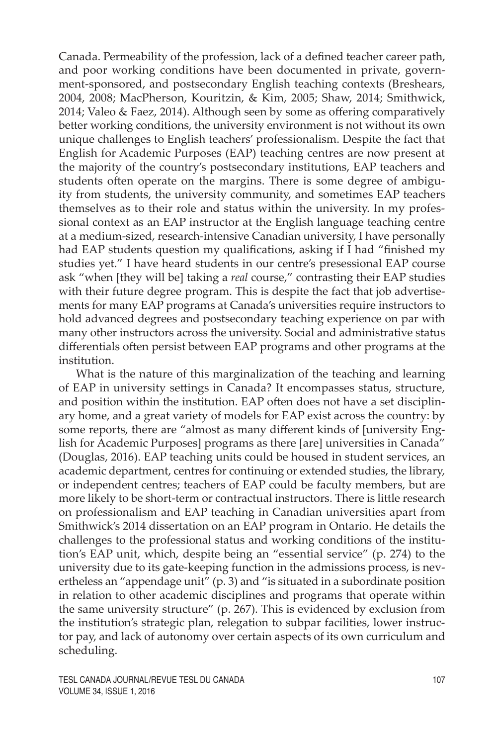Canada. Permeability of the profession, lack of a defined teacher career path, and poor working conditions have been documented in private, government-sponsored, and postsecondary English teaching contexts (Breshears, 2004, 2008; MacPherson, Kouritzin, & Kim, 2005; Shaw, 2014; Smithwick, 2014; Valeo & Faez, 2014). Although seen by some as offering comparatively better working conditions, the university environment is not without its own unique challenges to English teachers' professionalism. Despite the fact that English for Academic Purposes (EAP) teaching centres are now present at the majority of the country's postsecondary institutions, EAP teachers and students often operate on the margins. There is some degree of ambiguity from students, the university community, and sometimes EAP teachers themselves as to their role and status within the university. In my professional context as an EAP instructor at the English language teaching centre at a medium-sized, research-intensive Canadian university, I have personally had EAP students question my qualifications, asking if I had "finished my studies yet." I have heard students in our centre's presessional EAP course ask "when [they will be] taking a *real* course," contrasting their EAP studies with their future degree program. This is despite the fact that job advertisements for many EAP programs at Canada's universities require instructors to hold advanced degrees and postsecondary teaching experience on par with many other instructors across the university. Social and administrative status differentials often persist between EAP programs and other programs at the institution.

What is the nature of this marginalization of the teaching and learning of EAP in university settings in Canada? It encompasses status, structure, and position within the institution. EAP often does not have a set disciplinary home, and a great variety of models for EAP exist across the country: by some reports, there are "almost as many different kinds of [university English for Academic Purposes] programs as there [are] universities in Canada" (Douglas, 2016). EAP teaching units could be housed in student services, an academic department, centres for continuing or extended studies, the library, or independent centres; teachers of EAP could be faculty members, but are more likely to be short-term or contractual instructors. There is little research on professionalism and EAP teaching in Canadian universities apart from Smithwick's 2014 dissertation on an EAP program in Ontario. He details the challenges to the professional status and working conditions of the institution's EAP unit, which, despite being an "essential service" (p. 274) to the university due to its gate-keeping function in the admissions process, is nevertheless an "appendage unit" (p. 3) and "is situated in a subordinate position in relation to other academic disciplines and programs that operate within the same university structure" (p. 267). This is evidenced by exclusion from the institution's strategic plan, relegation to subpar facilities, lower instructor pay, and lack of autonomy over certain aspects of its own curriculum and scheduling.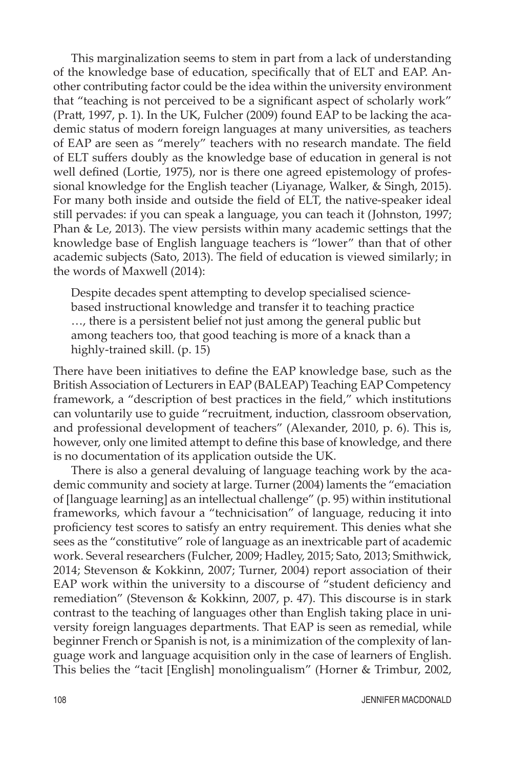This marginalization seems to stem in part from a lack of understanding of the knowledge base of education, specifically that of ELT and EAP. Another contributing factor could be the idea within the university environment that "teaching is not perceived to be a significant aspect of scholarly work" (Pratt, 1997, p. 1). In the UK, Fulcher (2009) found EAP to be lacking the academic status of modern foreign languages at many universities, as teachers of EAP are seen as "merely" teachers with no research mandate. The field of ELT suffers doubly as the knowledge base of education in general is not well defined (Lortie, 1975), nor is there one agreed epistemology of professional knowledge for the English teacher (Liyanage, Walker, & Singh, 2015). For many both inside and outside the field of ELT, the native-speaker ideal still pervades: if you can speak a language, you can teach it (Johnston, 1997; Phan & Le, 2013). The view persists within many academic settings that the knowledge base of English language teachers is "lower" than that of other academic subjects (Sato, 2013). The field of education is viewed similarly; in the words of Maxwell (2014):

> Despite decades spent attempting to develop specialised science-based instructional knowledge and transfer it to teaching practice …, there is a persistent belief not just among the general public but among teachers too, that good teaching is more of a knack than a highly-trained skill. (p. 15)

There have been initiatives to define the EAP knowledge base, such as the British Association of Lecturers in EAP (BALEAP) Teaching EAP Competency framework, a "description of best practices in the field," which institutions can voluntarily use to guide "recruitment, induction, classroom observation, and professional development of teachers" (Alexander, 2010, p. 6). This is, however, only one limited attempt to define this base of knowledge, and there is no documentation of its application outside the UK.

There is also a general devaluing of language teaching work by the academic community and society at large. Turner (2004) laments the "emaciation of [language learning] as an intellectual challenge" (p. 95) within institutional frameworks, which favour a "technicisation" of language, reducing it into proficiency test scores to satisfy an entry requirement. This denies what she sees as the "constitutive" role of language as an inextricable part of academic work. Several researchers (Fulcher, 2009; Hadley, 2015; Sato, 2013; Smithwick, 2014; Stevenson & Kokkinn, 2007; Turner, 2004) report association of their EAP work within the university to a discourse of "student deficiency and remediation" (Stevenson & Kokkinn, 2007, p. 47). This discourse is in stark contrast to the teaching of languages other than English taking place in university foreign languages departments. That EAP is seen as remedial, while beginner French or Spanish is not, is a minimization of the complexity of language work and language acquisition only in the case of learners of English. This belies the "tacit [English] monolingualism" (Horner & Trimbur, 2002,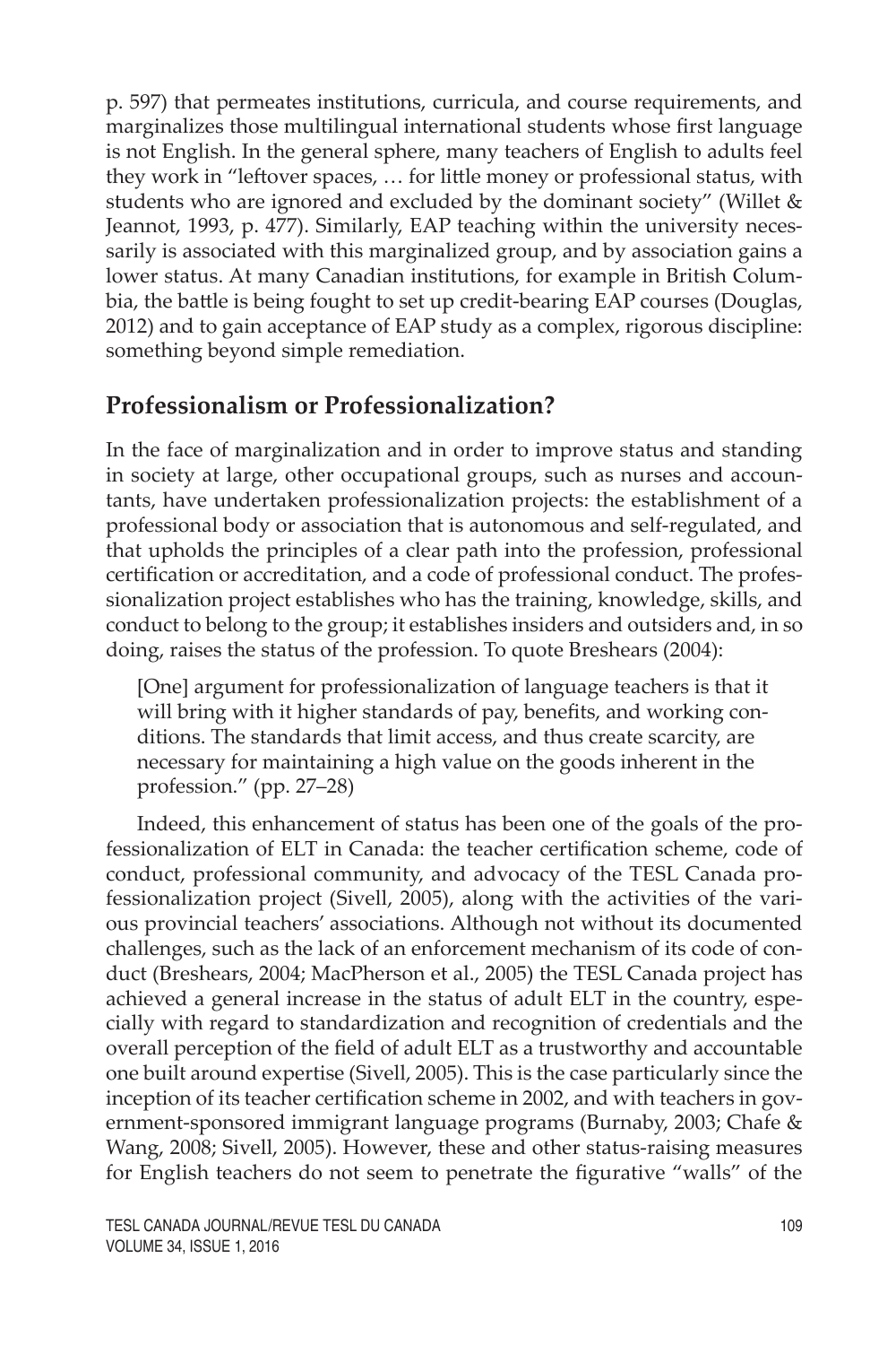p. 597) that permeates institutions, curricula, and course requirements, and marginalizes those multilingual international students whose first language is not English. In the general sphere, many teachers of English to adults feel they work in "leftover spaces, … for little money or professional status, with students who are ignored and excluded by the dominant society" (Willet & Jeannot, 1993, p. 477). Similarly, EAP teaching within the university necessarily is associated with this marginalized group, and by association gains a lower status. At many Canadian institutions, for example in British Columbia, the battle is being fought to set up credit-bearing EAP courses (Douglas, 2012) and to gain acceptance of EAP study as a complex, rigorous discipline: something beyond simple remediation.

## Professionalism or Professionalization?

In the face of marginalization and in order to improve status and standing in society at large, other occupational groups, such as nurses and accountants, have undertaken professionalization projects: the establishment of a professional body or association that is autonomous and self-regulated, and that upholds the principles of a clear path into the profession, professional certification or accreditation, and a code of professional conduct. The professionalization project establishes who has the training, knowledge, skills, and conduct to belong to the group; it establishes insiders and outsiders and, in so doing, raises the status of the profession. To quote Breshears (2004):

> [One] argument for professionalization of language teachers is that it will bring with it higher standards of pay, benefits, and working conditions. The standards that limit access, and thus create scarcity, are necessary for maintaining a high value on the goods inherent in the profession." (pp. 27–28)

Indeed, this enhancement of status has been one of the goals of the professionalization of ELT in Canada: the teacher certification scheme, code of conduct, professional community, and advocacy of the TESL Canada professionalization project (Sivell, 2005), along with the activities of the various provincial teachers' associations. Although not without its documented challenges, such as the lack of an enforcement mechanism of its code of conduct (Breshears, 2004; MacPherson et al., 2005) the TESL Canada project has achieved a general increase in the status of adult ELT in the country, especially with regard to standardization and recognition of credentials and the overall perception of the field of adult ELT as a trustworthy and accountable one built around expertise (Sivell, 2005). This is the case particularly since the inception of its teacher certification scheme in 2002, and with teachers in government-sponsored immigrant language programs (Burnaby, 2003; Chafe & Wang, 2008; Sivell, 2005). However, these and other status-raising measures for English teachers do not seem to penetrate the figurative "walls" of the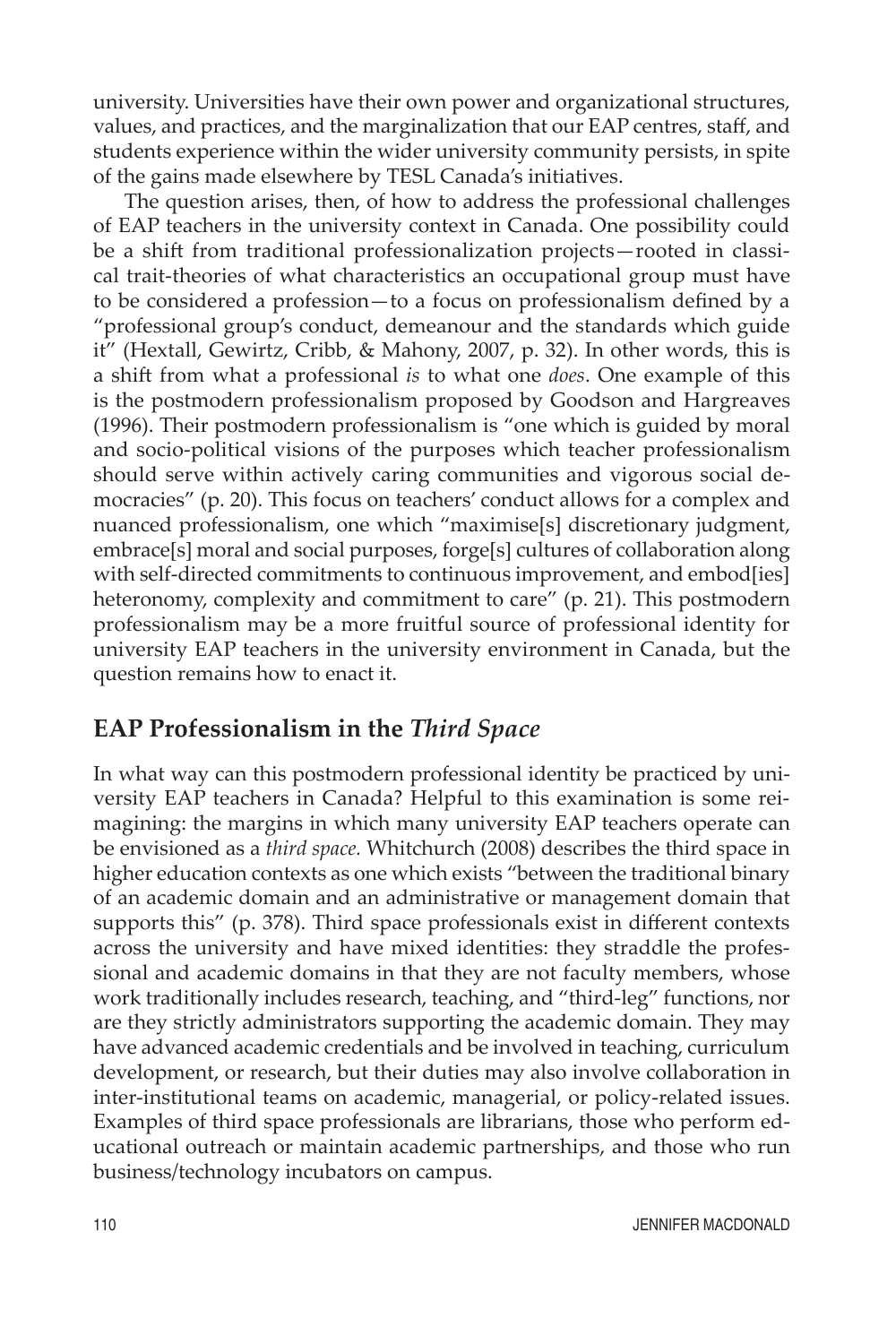university. Universities have their own power and organizational structures, values, and practices, and the marginalization that our EAP centres, staff, and students experience within the wider university community persists, in spite of the gains made elsewhere by TESL Canada's initiatives.

The question arises, then, of how to address the professional challenges of EAP teachers in the university context in Canada. One possibility could be a shift from traditional professionalization projects—rooted in classical trait-theories of what characteristics an occupational group must have to be considered a profession—to a focus on professionalism defined by a "professional group's conduct, demeanour and the standards which guide it" (Hextall, Gewirtz, Cribb, & Mahony, 2007, p. 32). In other words, this is a shift from what a professional *is* to what one *does*. One example of this is the postmodern professionalism proposed by Goodson and Hargreaves (1996). Their postmodern professionalism is "one which is guided by moral and socio-political visions of the purposes which teacher professionalism should serve within actively caring communities and vigorous social democracies" (p. 20). This focus on teachers' conduct allows for a complex and nuanced professionalism, one which "maximise[s] discretionary judgment, embrace[s] moral and social purposes, forge[s] cultures of collaboration along with self-directed commitments to continuous improvement, and embod[ies] heteronomy, complexity and commitment to care" (p. 21). This postmodern professionalism may be a more fruitful source of professional identity for university EAP teachers in the university environment in Canada, but the question remains how to enact it.

## EAP Professionalism in the *Third Space*

In what way can this postmodern professional identity be practiced by university EAP teachers in Canada? Helpful to this examination is some reimagining: the margins in which many university EAP teachers operate can be envisioned as a *third space.* Whitchurch (2008) describes the third space in higher education contexts as one which exists "between the traditional binary of an academic domain and an administrative or management domain that supports this" (p. 378). Third space professionals exist in different contexts across the university and have mixed identities: they straddle the professional and academic domains in that they are not faculty members, whose work traditionally includes research, teaching, and "third-leg" functions, nor are they strictly administrators supporting the academic domain. They may have advanced academic credentials and be involved in teaching, curriculum development, or research, but their duties may also involve collaboration in inter-institutional teams on academic, managerial, or policy-related issues. Examples of third space professionals are librarians, those who perform educational outreach or maintain academic partnerships, and those who run business/technology incubators on campus.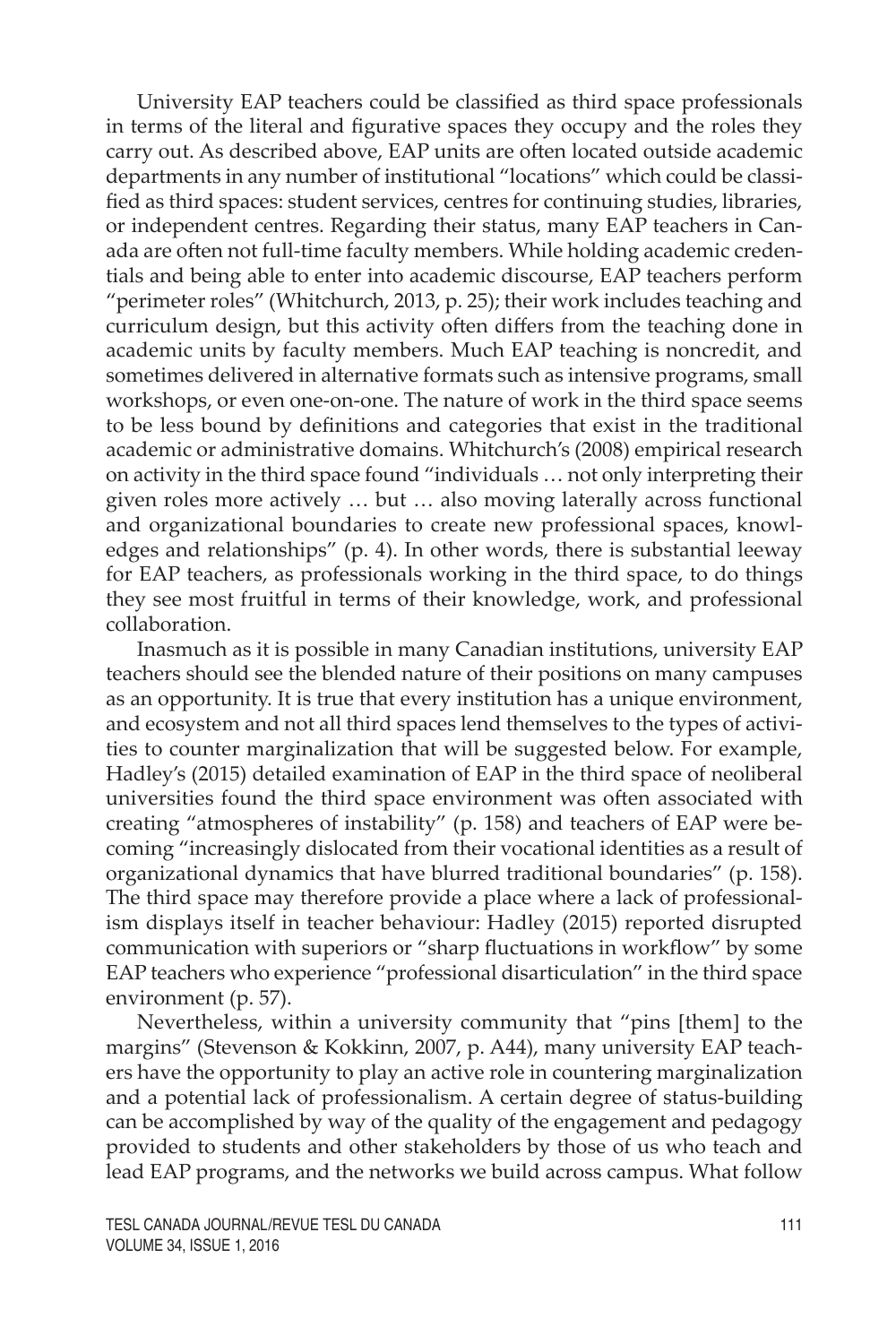University EAP teachers could be classified as third space professionals in terms of the literal and figurative spaces they occupy and the roles they carry out. As described above, EAP units are often located outside academic departments in any number of institutional "locations" which could be classified as third spaces: student services, centres for continuing studies, libraries, or independent centres. Regarding their status, many EAP teachers in Canada are often not full-time faculty members. While holding academic credentials and being able to enter into academic discourse, EAP teachers perform "perimeter roles" (Whitchurch, 2013, p. 25); their work includes teaching and curriculum design, but this activity often differs from the teaching done in academic units by faculty members. Much EAP teaching is noncredit, and sometimes delivered in alternative formats such as intensive programs, small workshops, or even one-on-one. The nature of work in the third space seems to be less bound by definitions and categories that exist in the traditional academic or administrative domains. Whitchurch's (2008) empirical research on activity in the third space found "individuals … not only interpreting their given roles more actively … but … also moving laterally across functional and organizational boundaries to create new professional spaces, knowledges and relationships" (p. 4). In other words, there is substantial leeway for EAP teachers, as professionals working in the third space, to do things they see most fruitful in terms of their knowledge, work, and professional collaboration.

Inasmuch as it is possible in many Canadian institutions, university EAP teachers should see the blended nature of their positions on many campuses as an opportunity. It is true that every institution has a unique environment, and ecosystem and not all third spaces lend themselves to the types of activities to counter marginalization that will be suggested below. For example, Hadley's (2015) detailed examination of EAP in the third space of neoliberal universities found the third space environment was often associated with creating "atmospheres of instability" (p. 158) and teachers of EAP were becoming "increasingly dislocated from their vocational identities as a result of organizational dynamics that have blurred traditional boundaries" (p. 158). The third space may therefore provide a place where a lack of professionalism displays itself in teacher behaviour: Hadley (2015) reported disrupted communication with superiors or "sharp fluctuations in workflow" by some EAP teachers who experience "professional disarticulation" in the third space environment (p. 57).

Nevertheless, within a university community that "pins [them] to the margins" (Stevenson & Kokkinn, 2007, p. A44), many university EAP teachers have the opportunity to play an active role in countering marginalization and a potential lack of professionalism. A certain degree of status-building can be accomplished by way of the quality of the engagement and pedagogy provided to students and other stakeholders by those of us who teach and lead EAP programs, and the networks we build across campus. What follow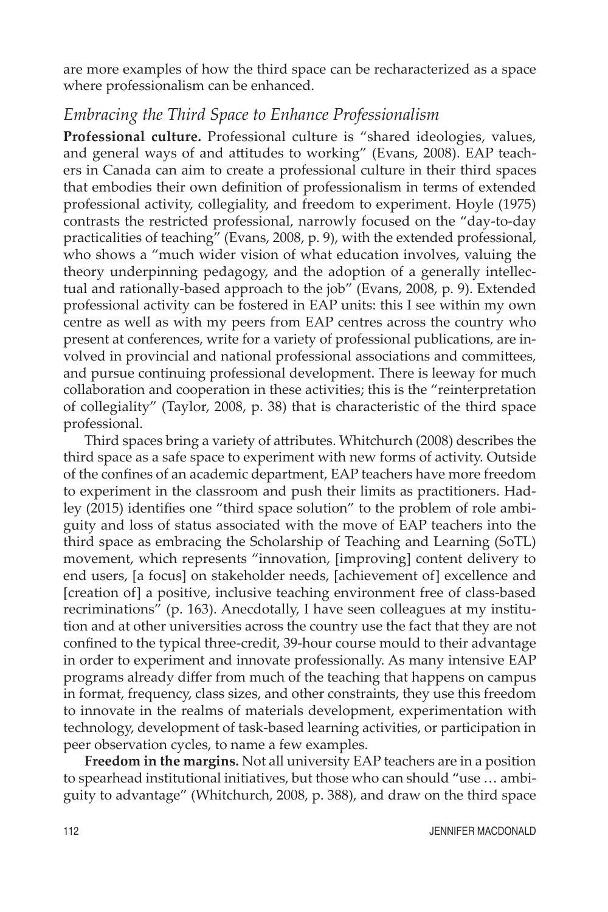are more examples of how the third space can be recharacterized as a space where professionalism can be enhanced.

### *Embracing the Third Space to Enhance Professionalism*

**Professional culture.** Professional culture is "shared ideologies, values, and general ways of and attitudes to working" (Evans, 2008). EAP teachers in Canada can aim to create a professional culture in their third spaces that embodies their own definition of professionalism in terms of extended professional activity, collegiality, and freedom to experiment. Hoyle (1975) contrasts the restricted professional, narrowly focused on the "day-to-day practicalities of teaching" (Evans, 2008, p. 9), with the extended professional, who shows a "much wider vision of what education involves, valuing the theory underpinning pedagogy, and the adoption of a generally intellectual and rationally-based approach to the job" (Evans, 2008, p. 9). Extended professional activity can be fostered in EAP units: this I see within my own centre as well as with my peers from EAP centres across the country who present at conferences, write for a variety of professional publications, are involved in provincial and national professional associations and committees, and pursue continuing professional development. There is leeway for much collaboration and cooperation in these activities; this is the "reinterpretation of collegiality" (Taylor, 2008, p. 38) that is characteristic of the third space professional.

Third spaces bring a variety of attributes. Whitchurch (2008) describes the third space as a safe space to experiment with new forms of activity. Outside of the confines of an academic department, EAP teachers have more freedom to experiment in the classroom and push their limits as practitioners. Hadley (2015) identifies one "third space solution" to the problem of role ambiguity and loss of status associated with the move of EAP teachers into the third space as embracing the Scholarship of Teaching and Learning (SoTL) movement, which represents "innovation, [improving] content delivery to end users, [a focus] on stakeholder needs, [achievement of] excellence and [creation of] a positive, inclusive teaching environment free of class-based recriminations" (p. 163). Anecdotally, I have seen colleagues at my institution and at other universities across the country use the fact that they are not confined to the typical three-credit, 39-hour course mould to their advantage in order to experiment and innovate professionally. As many intensive EAP programs already differ from much of the teaching that happens on campus in format, frequency, class sizes, and other constraints, they use this freedom to innovate in the realms of materials development, experimentation with technology, development of task-based learning activities, or participation in peer observation cycles, to name a few examples.

**Freedom in the margins.** Not all university EAP teachers are in a position to spearhead institutional initiatives, but those who can should "use … ambiguity to advantage" (Whitchurch, 2008, p. 388), and draw on the third space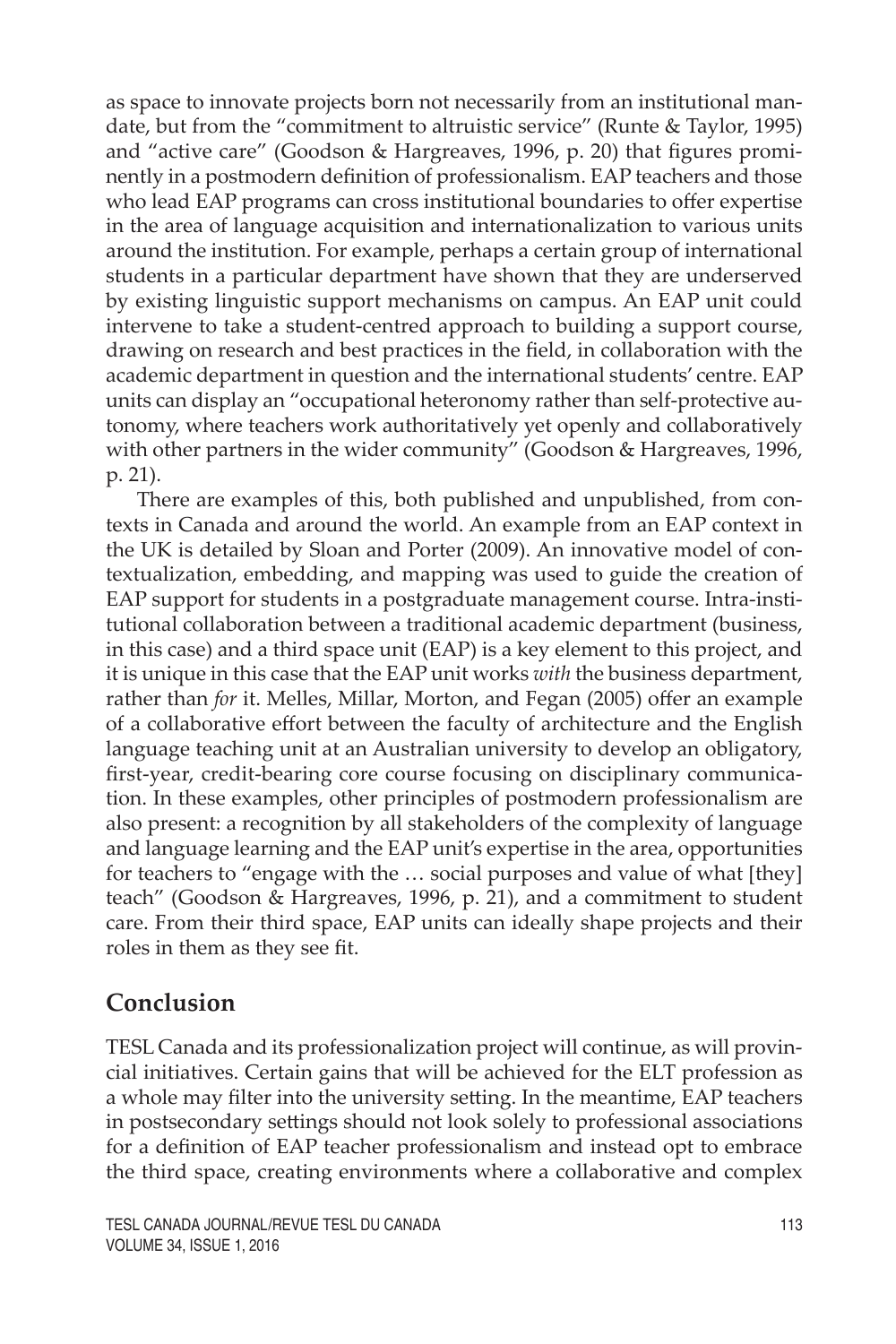as space to innovate projects born not necessarily from an institutional mandate, but from the "commitment to altruistic service" (Runte & Taylor, 1995) and "active care" (Goodson & Hargreaves, 1996, p. 20) that figures prominently in a postmodern definition of professionalism. EAP teachers and those who lead EAP programs can cross institutional boundaries to offer expertise in the area of language acquisition and internationalization to various units around the institution. For example, perhaps a certain group of international students in a particular department have shown that they are underserved by existing linguistic support mechanisms on campus. An EAP unit could intervene to take a student-centred approach to building a support course, drawing on research and best practices in the field, in collaboration with the academic department in question and the international students' centre. EAP units can display an "occupational heteronomy rather than self-protective autonomy, where teachers work authoritatively yet openly and collaboratively with other partners in the wider community" (Goodson & Hargreaves, 1996, p. 21).

There are examples of this, both published and unpublished, from contexts in Canada and around the world. An example from an EAP context in the UK is detailed by Sloan and Porter (2009). An innovative model of contextualization, embedding, and mapping was used to guide the creation of EAP support for students in a postgraduate management course. Intra-institutional collaboration between a traditional academic department (business, in this case) and a third space unit (EAP) is a key element to this project, and it is unique in this case that the EAP unit works *with* the business department, rather than *for* it. Melles, Millar, Morton, and Fegan (2005) offer an example of a collaborative effort between the faculty of architecture and the English language teaching unit at an Australian university to develop an obligatory, first-year, credit-bearing core course focusing on disciplinary communication. In these examples, other principles of postmodern professionalism are also present: a recognition by all stakeholders of the complexity of language and language learning and the EAP unit's expertise in the area, opportunities for teachers to "engage with the … social purposes and value of what [they] teach" (Goodson & Hargreaves, 1996, p. 21), and a commitment to student care. From their third space, EAP units can ideally shape projects and their roles in them as they see fit.

## Conclusion

TESL Canada and its professionalization project will continue, as will provincial initiatives. Certain gains that will be achieved for the ELT profession as a whole may filter into the university setting. In the meantime, EAP teachers in postsecondary settings should not look solely to professional associations for a definition of EAP teacher professionalism and instead opt to embrace the third space, creating environments where a collaborative and complex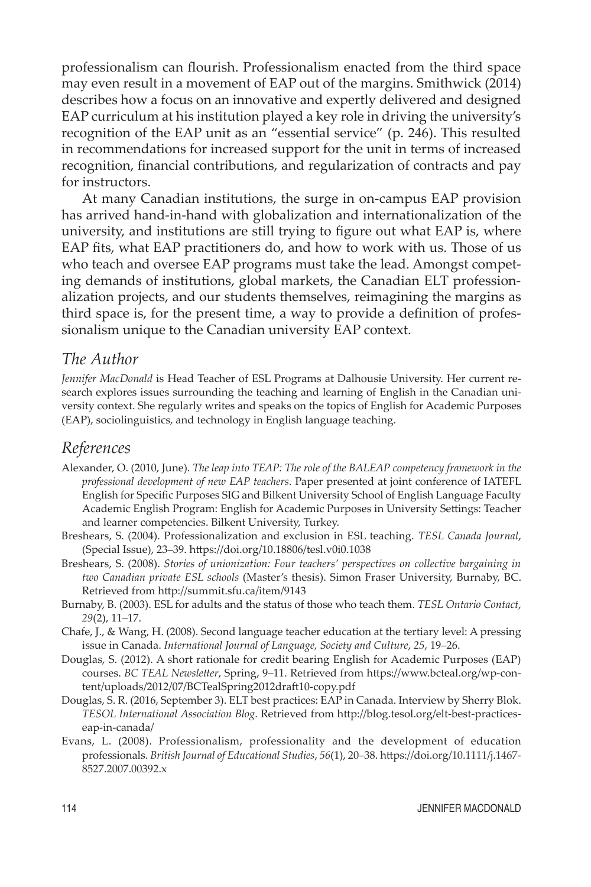professionalism can flourish. Professionalism enacted from the third space may even result in a movement of EAP out of the margins. Smithwick (2014) describes how a focus on an innovative and expertly delivered and designed EAP curriculum at his institution played a key role in driving the university's recognition of the EAP unit as an "essential service" (p. 246). This resulted in recommendations for increased support for the unit in terms of increased recognition, financial contributions, and regularization of contracts and pay for instructors.

At many Canadian institutions, the surge in on-campus EAP provision has arrived hand-in-hand with globalization and internationalization of the university, and institutions are still trying to figure out what EAP is, where EAP fits, what EAP practitioners do, and how to work with us. Those of us who teach and oversee EAP programs must take the lead. Amongst competing demands of institutions, global markets, the Canadian ELT professionalization projects, and our students themselves, reimagining the margins as third space is, for the present time, a way to provide a definition of professionalism unique to the Canadian university EAP context.

## The Author

*Jennifer MacDonald* is Head Teacher of ESL Programs at Dalhousie University. Her current research explores issues surrounding the teaching and learning of English in the Canadian university context. She regularly writes and speaks on the topics of English for Academic Purposes (EAP), sociolinguistics, and technology in English language teaching.

## References

Alexander, O. (2010, June). *The leap into TEAP: The role of the BALEAP competency framework in the professional development of new EAP teachers*. Paper presented at joint conference of IATEFL English for Specific Purposes SIG and Bilkent University School of English Language Faculty Academic English Program: English for Academic Purposes in University Settings: Teacher and learner competencies. Bilkent University, Turkey.

Breshears, S. (2004). Professionalization and exclusion in ESL teaching. *TESL Canada Journal*, (Special Issue), 23–39. https://doi.org/10.18806/tesl.v0i0.1038

Breshears, S. (2008). *Stories of unionization: Four teachers' perspectives on collective bargaining in two Canadian private ESL schools* (Master's thesis). Simon Fraser University, Burnaby, BC. Retrieved from http://summit.sfu.ca/item/9143

Burnaby, B. (2003). ESL for adults and the status of those who teach them. *TESL Ontario Contact*, *29*(2), 11–17.

Chafe, J., & Wang, H. (2008). Second language teacher education at the tertiary level: A pressing issue in Canada. *International Journal of Language, Society and Culture*, *25*, 19–26.

Douglas, S. (2012). A short rationale for credit bearing English for Academic Purposes (EAP) courses. *BC TEAL Newsletter*, Spring, 9–11. Retrieved from https://www.bcteal.org/wp-content/uploads/2012/07/BCTealSpring2012draft10-copy.pdf

Douglas, S. R. (2016, September 3). ELT best practices: EAP in Canada. Interview by Sherry Blok. *TESOL International Association Blog*. Retrieved from http://blog.tesol.org/elt-best-practices-eap-in-canada/

Evans, L. (2008). Professionalism, professionality and the development of education professionals. *British Journal of Educational Studies*, *56*(1), 20–38. https://doi.org/10.1111/j.1467-8527.2007.00392.x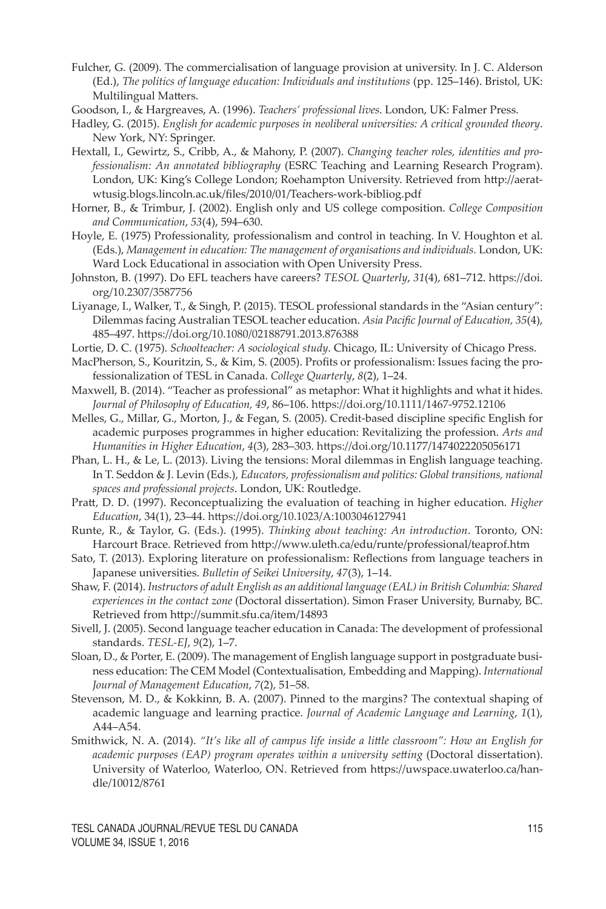Fulcher, G. (2009). The commercialisation of language provision at university. In J. C. Alderson (Ed.), *The politics of language education: Individuals and institutions* (pp. 125–146). Bristol, UK: Multilingual Matters.

Goodson, I., & Hargreaves, A. (1996). *Teachers' professional lives*. London, UK: Falmer Press.

Hadley, G. (2015). *English for academic purposes in neoliberal universities: A critical grounded theory*. New York, NY: Springer.

Hextall, I., Gewirtz, S., Cribb, A., & Mahony, P. (2007). *Changing teacher roles, identities and professionalism: An annotated bibliography* (ESRC Teaching and Learning Research Program). London, UK: King's College London; Roehampton University. Retrieved from http://aeratwtusig.blogs.lincoln.ac.uk/files/2010/01/Teachers-work-bibliog.pdf

Horner, B., & Trimbur, J. (2002). English only and US college composition. *College Composition and Communication*, *53*(4), 594–630.

Hoyle, E. (1975) Professionality, professionalism and control in teaching. In V. Houghton et al. (Eds.), *Management in education: The management of organisations and individuals.* London, UK: Ward Lock Educational in association with Open University Press.

Johnston, B. (1997). Do EFL teachers have careers? *TESOL Quarterly*, *31*(4), 681–712. https://doi.org/10.2307/3587756

Liyanage, I., Walker, T., & Singh, P. (2015). TESOL professional standards in the "Asian century": Dilemmas facing Australian TESOL teacher education. *Asia Pacific Journal of Education, 35*(4), 485–497. https://doi.org/10.1080/02188791.2013.876388

Lortie, D. C. (1975). *Schoolteacher: A sociological study*. Chicago, IL: University of Chicago Press.

MacPherson, S., Kouritzin, S., & Kim, S. (2005). Profits or professionalism: Issues facing the professionalization of TESL in Canada. *College Quarterly*, *8*(2), 1–24.

Maxwell, B. (2014). "Teacher as professional" as metaphor: What it highlights and what it hides. *Journal of Philosophy of Education, 49*, 86–106. https://doi.org/10.1111/1467-9752.12106

Melles, G., Millar, G., Morton, J., & Fegan, S. (2005). Credit-based discipline specific English for academic purposes programmes in higher education: Revitalizing the profession. *Arts and Humanities in Higher Education*, *4*(3), 283–303. https://doi.org/10.1177/1474022205056171

Phan, L. H., & Le, L. (2013). Living the tensions: Moral dilemmas in English language teaching. In T. Seddon & J. Levin (Eds.), *Educators, professionalism and politics: Global transitions, national spaces and professional projects*. London, UK: Routledge.

Pratt, D. D. (1997). Reconceptualizing the evaluation of teaching in higher education. *Higher Education*, 34(1), 23–44. https://doi.org/10.1023/A:1003046127941

Runte, R., & Taylor, G. (Eds.). (1995). *Thinking about teaching: An introduction*. Toronto, ON: Harcourt Brace. Retrieved from http://www.uleth.ca/edu/runte/professional/teaprof.htm

Sato, T. (2013). Exploring literature on professionalism: Reflections from language teachers in Japanese universities. *Bulletin of Seikei University*, *47*(3), 1–14.

Shaw, F. (2014). *Instructors of adult English as an additional language (EAL) in British Columbia: Shared experiences in the contact zone* (Doctoral dissertation). Simon Fraser University, Burnaby, BC. Retrieved from http://summit.sfu.ca/item/14893

Sivell, J. (2005). Second language teacher education in Canada: The development of professional standards. *TESL-EJ*, *9*(2), 1–7.

Sloan, D., & Porter, E. (2009). The management of English language support in postgraduate business education: The CEM Model (Contextualisation, Embedding and Mapping). *International Journal of Management Education*, *7*(2), 51–58.

Stevenson, M. D., & Kokkinn, B. A. (2007). Pinned to the margins? The contextual shaping of academic language and learning practice. *Journal of Academic Language and Learning*, *1*(1), A44–A54.

Smithwick, N. A. (2014). *"It's like all of campus life inside a little classroom": How an English for academic purposes (EAP) program operates within a university setting* (Doctoral dissertation). University of Waterloo, Waterloo, ON. Retrieved from https://uwspace.uwaterloo.ca/handle/10012/8761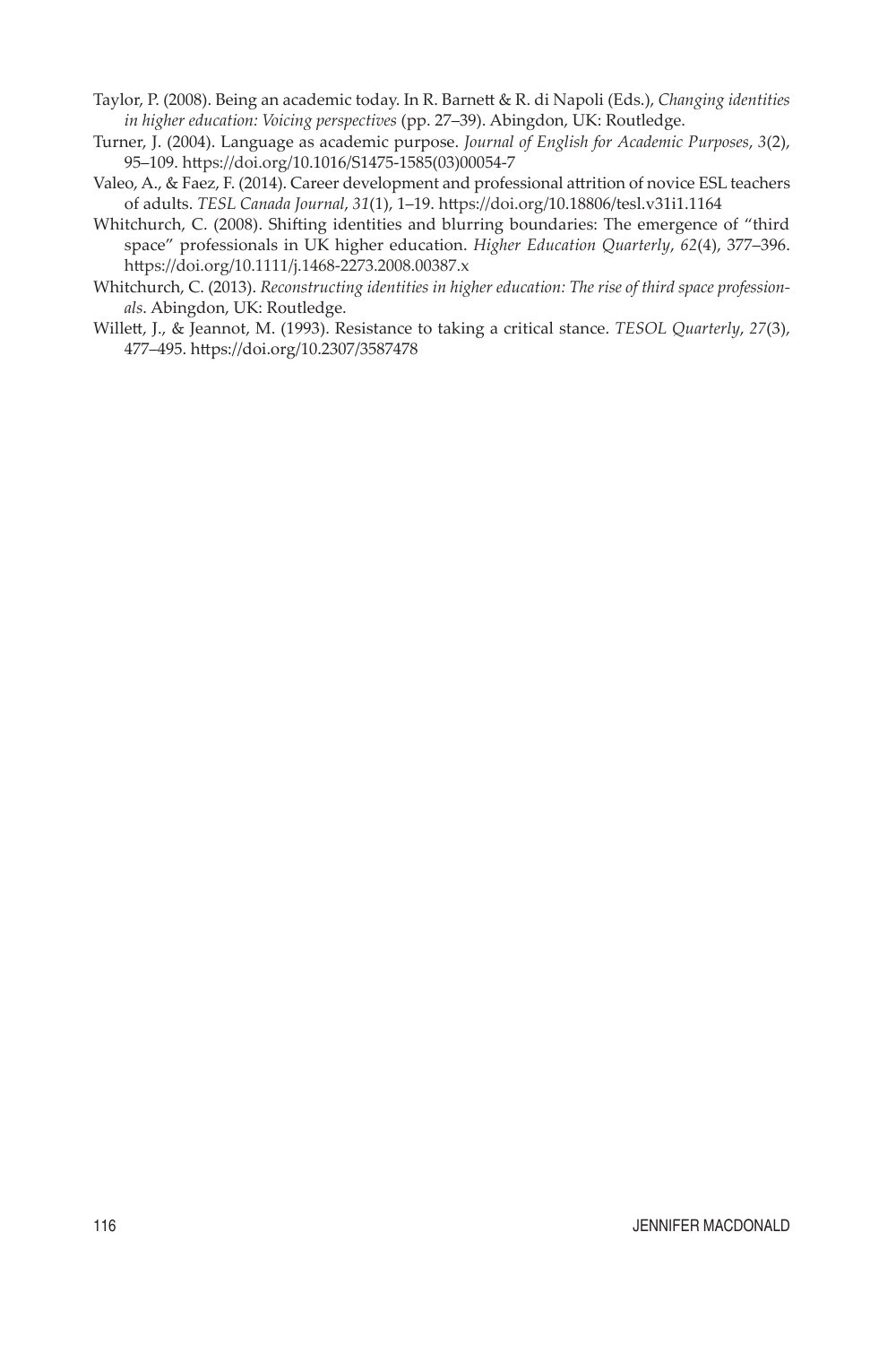Taylor, P. (2008). Being an academic today. In R. Barnett & R. di Napoli (Eds.), *Changing identities in higher education: Voicing perspectives* (pp. 27–39). Abingdon, UK: Routledge.

Turner, J. (2004). Language as academic purpose. *Journal of English for Academic Purposes*, *3*(2), 95–109. https://doi.org/10.1016/S1475-1585(03)00054-7

Valeo, A., & Faez, F. (2014). Career development and professional attrition of novice ESL teachers of adults. *TESL Canada Journal*, *31*(1), 1–19. https://doi.org/10.18806/tesl.v31i1.1164

Whitchurch, C. (2008). Shifting identities and blurring boundaries: The emergence of "third space" professionals in UK higher education. *Higher Education Quarterly*, *62*(4), 377–396. https://doi.org/10.1111/j.1468-2273.2008.00387.x

Whitchurch, C. (2013). *Reconstructing identities in higher education: The rise of third space professionals*. Abingdon, UK: Routledge.

Willett, J., & Jeannot, M. (1993). Resistance to taking a critical stance. *TESOL Quarterly*, *27*(3), 477–495. https://doi.org/10.2307/3587478